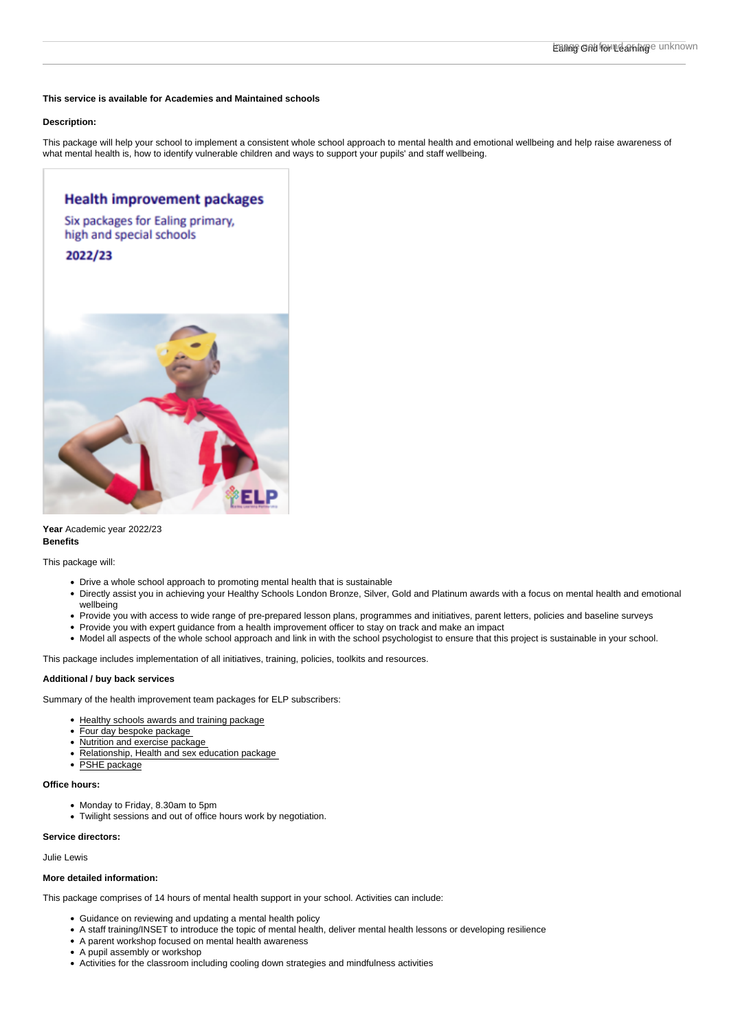**This service is available for Academies and Maintained schools**

**Description:**

This package will help your school to implement a consistent whole school approach to mental health and emotional wellbeing and help raise awareness of what mental health is, how to identify vulnerable children and ways to support your pupils' and staff wellbeing.

**Year** Academic year 2022/23

**Benefits**

This package will:

- Drive a whole school approach to promoting mental health that is sustainable
- Directly assist you in achieving your Healthy Schools London Bronze, Silver, Gold and Platinum awards with a focus on mental health and emotional wellbeing
- Provide you with access to wide range of pre-prepared lesson plans, programmes and initiatives, parent letters, policies and baseline surveys
- Provide you with expert guidance from a health improvement officer to stay on track and make an impact
- Model all aspects of the whole school approach and link in with the school psychologist to ensure that this project is sustainable in your school.

This package includes implementation of all initiatives, training, policies, toolkits and resources.

**Additional / buy back services**

Summary of the health improvement team packages for ELP subscribers:

- Healthy schools awards and training package
- Four day bespoke package
- Nutrition and exercise package
- Relationship, Health and sex education package
- PSHE package

**Office hours:**

- Monday to Friday, 8.30am to 5pm
- Twilight sessions and out of office hours work by negotiation.

**Service directors:**

Julie Lewis

**More detailed information:**

This package comprises of 14 hours of mental health support in your school. Activities can include:

- Guidance on reviewing and updating a mental health policy
- A staff training/INSET to introduce the topic of mental health, deliver mental health lessons or developing resilience
- A parent workshop focused on mental health awareness
- A pupil assembly or workshop
- Activities for the classroom including cooling down strategies and mindfulness activities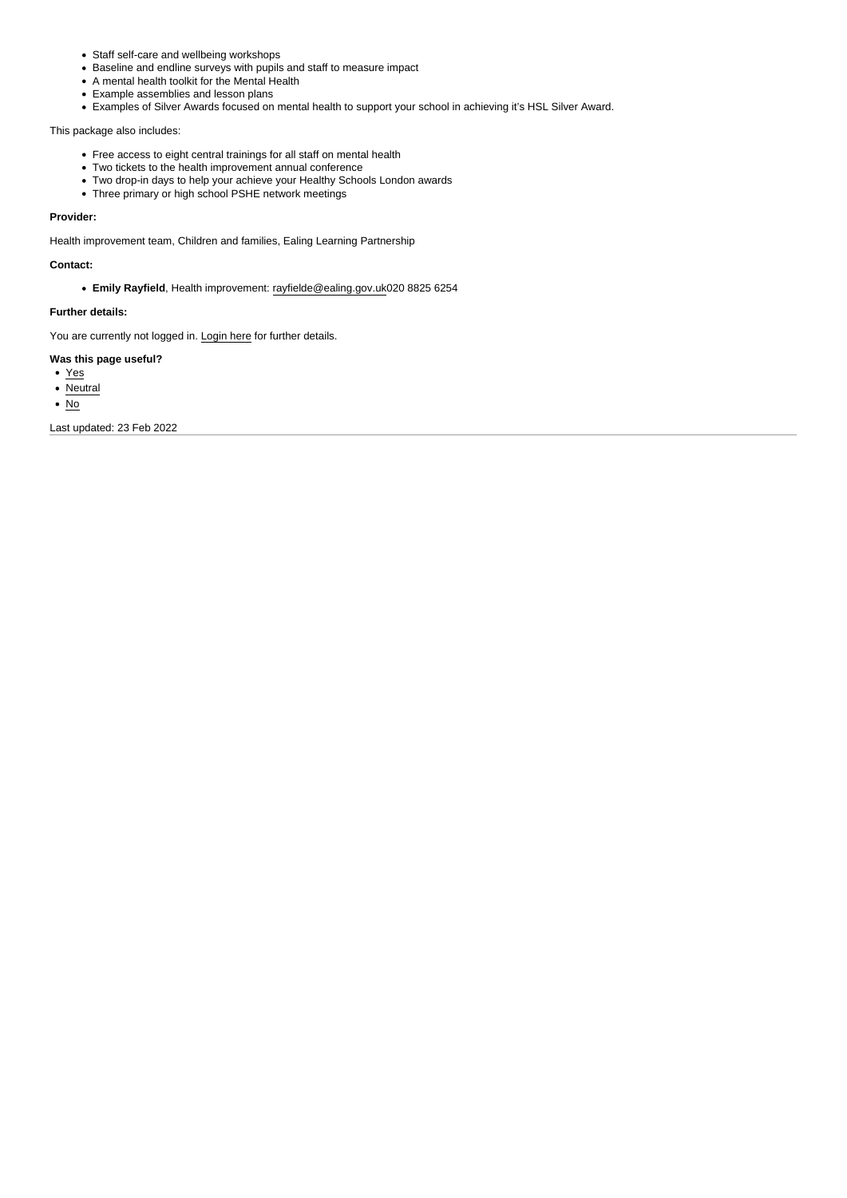- Staff self-care and wellbeing workshops
- Baseline and endline surveys with pupils and staff to measure impact
- A mental health toolkit for the Mental Health
- Example assemblies and lesson plans
- Examples of Silver Awards focused on mental health to support your school in achieving it's HSL Silver Award.

This package also includes:

- Free access to eight central trainings for all staff on mental health
- Two tickets to the health improvement annual conference
- Two drop-in days to help your achieve your Healthy Schools London awards
- Three primary or high school PSHE network meetings

**Provider:**

Health improvement team, Children and families, Ealing Learning Partnership

**Contact:**

- **Emily Rayfield**, Health improvement: rayfielde@ealing.gov.uk020 8825 6254

**Further details:**

You are currently not logged in. Login here for further details.

**Was this page useful?**

- Yes
- Neutral
- No

Last updated: 23 Feb 2022